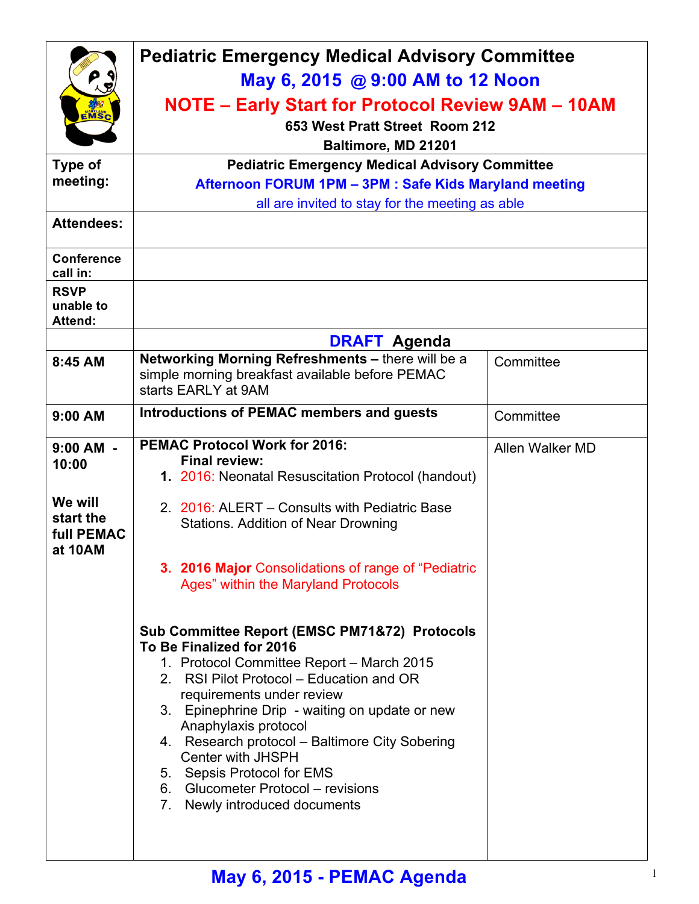# Pediatric Emergency Medical Advisory Committee

**May 6, 2015 @ 9:00 AM to 12 Noon**

**NOTE – Early Start for Protocol Review 9AM – 10AM**

**653 West Pratt Street Room 212**

**Baltimore, MD 21201**

| | | |
|---|---|---|
| **Type of meeting:** | **Pediatric Emergency Medical Advisory Committee**<br>**Afternoon FORUM 1PM – 3PM : Safe Kids Maryland meeting**<br>all are invited to stay for the meeting as able | |
| **Attendees:** | | |
| **Conference call in:** | | |
| **RSVP unable to Attend:** | | |
| | **DRAFT Agenda** | |
| **8:45 AM** | **Networking Morning Refreshments –** there will be a simple morning breakfast available before PEMAC starts EARLY at 9AM | Committee |
| **9:00 AM** | **Introductions of PEMAC members and guests** | Committee |
| **9:00 AM - 10:00**<br><br>**We will start the full PEMAC at 10AM** | **PEMAC Protocol Work for 2016:**<br>**Final review:**<br>1. 2016: Neonatal Resuscitation Protocol (handout)<br>2. 2016: ALERT – Consults with Pediatric Base Stations. Addition of Near Drowning<br>3. **2016 Major** Consolidations of range of "Pediatric Ages" within the Maryland Protocols<br><br>**Sub Committee Report (EMSC PM71&72) Protocols To Be Finalized for 2016**<br>1. Protocol Committee Report – March 2015<br>2. RSI Pilot Protocol – Education and OR requirements under review<br>3. Epinephrine Drip - waiting on update or new Anaphylaxis protocol<br>4. Research protocol – Baltimore City Sobering Center with JHSPH<br>5. Sepsis Protocol for EMS<br>6. Glucometer Protocol – revisions<br>7. Newly introduced documents | Allen Walker MD |

**May 6, 2015 - PEMAC Agenda**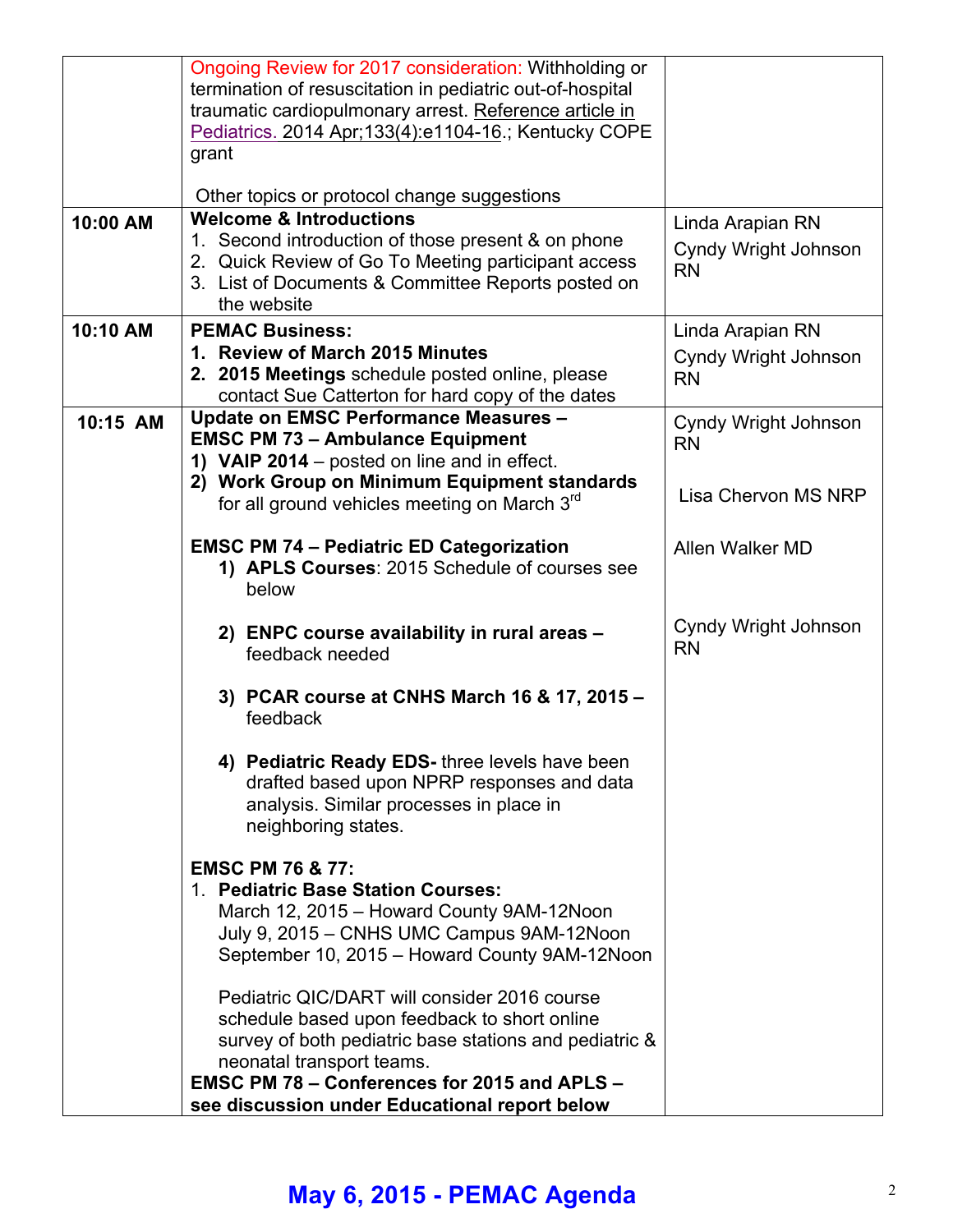| | | |
|---|---|---|
| | Ongoing Review for 2017 consideration: Withholding or termination of resuscitation in pediatric out-of-hospital traumatic cardiopulmonary arrest. Reference article in Pediatrics. 2014 Apr;133(4):e1104-16.; Kentucky COPE grant<br><br>Other topics or protocol change suggestions | |
| **10:00 AM** | **Welcome & Introductions**<br>1. Second introduction of those present & on phone<br>2. Quick Review of Go To Meeting participant access<br>3. List of Documents & Committee Reports posted on the website | Linda Arapian RN<br>Cyndy Wright Johnson RN |
| **10:10 AM** | **PEMAC Business:**<br>**1. Review of March 2015 Minutes**<br>**2. 2015 Meetings** schedule posted online, please contact Sue Catterton for hard copy of the dates | Linda Arapian RN<br>Cyndy Wright Johnson RN |
| **10:15 AM** | **Update on EMSC Performance Measures –**<br>**EMSC PM 73 – Ambulance Equipment**<br>**1) VAIP 2014** – posted on line and in effect.<br>**2) Work Group on Minimum Equipment standards** for all ground vehicles meeting on March 3rd<br><br>**EMSC PM 74 – Pediatric ED Categorization**<br>**1) APLS Courses**: 2015 Schedule of courses see below<br><br>**2) ENPC course availability in rural areas –** feedback needed<br><br>**3) PCAR course at CNHS March 16 & 17, 2015 –** feedback<br><br>**4) Pediatric Ready EDS-** three levels have been drafted based upon NPRP responses and data analysis. Similar processes in place in neighboring states.<br><br>**EMSC PM 76 & 77:**<br>1. **Pediatric Base Station Courses:**<br>March 12, 2015 – Howard County 9AM-12Noon<br>July 9, 2015 – CNHS UMC Campus 9AM-12Noon<br>September 10, 2015 – Howard County 9AM-12Noon<br><br>Pediatric QIC/DART will consider 2016 course schedule based upon feedback to short online survey of both pediatric base stations and pediatric & neonatal transport teams.<br>**EMSC PM 78 – Conferences for 2015 and APLS – see discussion under Educational report below** | Cyndy Wright Johnson RN<br><br>Lisa Chervon MS NRP<br><br>Allen Walker MD<br><br>Cyndy Wright Johnson RN |

**May 6, 2015 - PEMAC Agenda**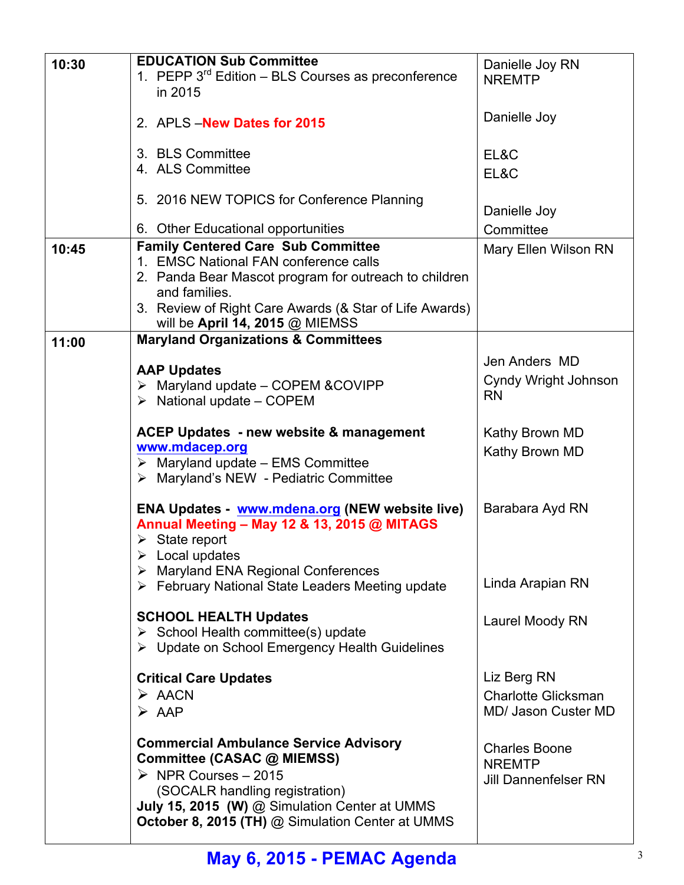| | | |
|---|---|---|
| **10:30** | **EDUCATION Sub Committee**<br>1. PEPP 3rd Edition – BLS Courses as preconference in 2015<br><br>2. APLS –**New Dates for 2015**<br><br>3. BLS Committee<br>4. ALS Committee<br><br>5. 2016 NEW TOPICS for Conference Planning<br><br>6. Other Educational opportunities | Danielle Joy RN NREMTP<br><br>Danielle Joy<br><br>EL&C<br>EL&C<br><br>Danielle Joy<br>Committee |
| **10:45** | **Family Centered Care Sub Committee**<br>1. EMSC National FAN conference calls<br>2. Panda Bear Mascot program for outreach to children and families.<br>3. Review of Right Care Awards (& Star of Life Awards) will be **April 14, 2015** @ MIEMSS | Mary Ellen Wilson RN |
| **11:00** | **Maryland Organizations & Committees**<br><br>**AAP Updates**<br>➢ Maryland update – COPEM &COVIPP<br>➢ National update – COPEM<br><br>**ACEP Updates - new website & management** **www.mdacep.org**<br>➢ Maryland update – EMS Committee<br>➢ Maryland's NEW - Pediatric Committee<br><br>**ENA Updates - www.mdena.org (NEW website live)**<br>**Annual Meeting – May 12 & 13, 2015 @ MITAGS**<br>➢ State report<br>➢ Local updates<br>➢ Maryland ENA Regional Conferences<br>➢ February National State Leaders Meeting update<br><br>**SCHOOL HEALTH Updates**<br>➢ School Health committee(s) update<br>➢ Update on School Emergency Health Guidelines<br><br>**Critical Care Updates**<br>➢ AACN<br>➢ AAP<br><br>**Commercial Ambulance Service Advisory Committee (CASAC @ MIEMSS)**<br>➢ NPR Courses – 2015<br>(SOCALR handling registration)<br>**July 15, 2015 (W)** @ Simulation Center at UMMS<br>**October 8, 2015 (TH)** @ Simulation Center at UMMS | <br><br>Jen Anders MD<br>Cyndy Wright Johnson RN<br><br>Kathy Brown MD<br>Kathy Brown MD<br><br>Barabara Ayd RN<br><br><br><br>Linda Arapian RN<br><br>Laurel Moody RN<br><br>Liz Berg RN<br>Charlotte Glicksman MD/ Jason Custer MD<br><br>Charles Boone NREMTP<br>Jill Dannenfelser RN |

**May 6, 2015 - PEMAC Agenda**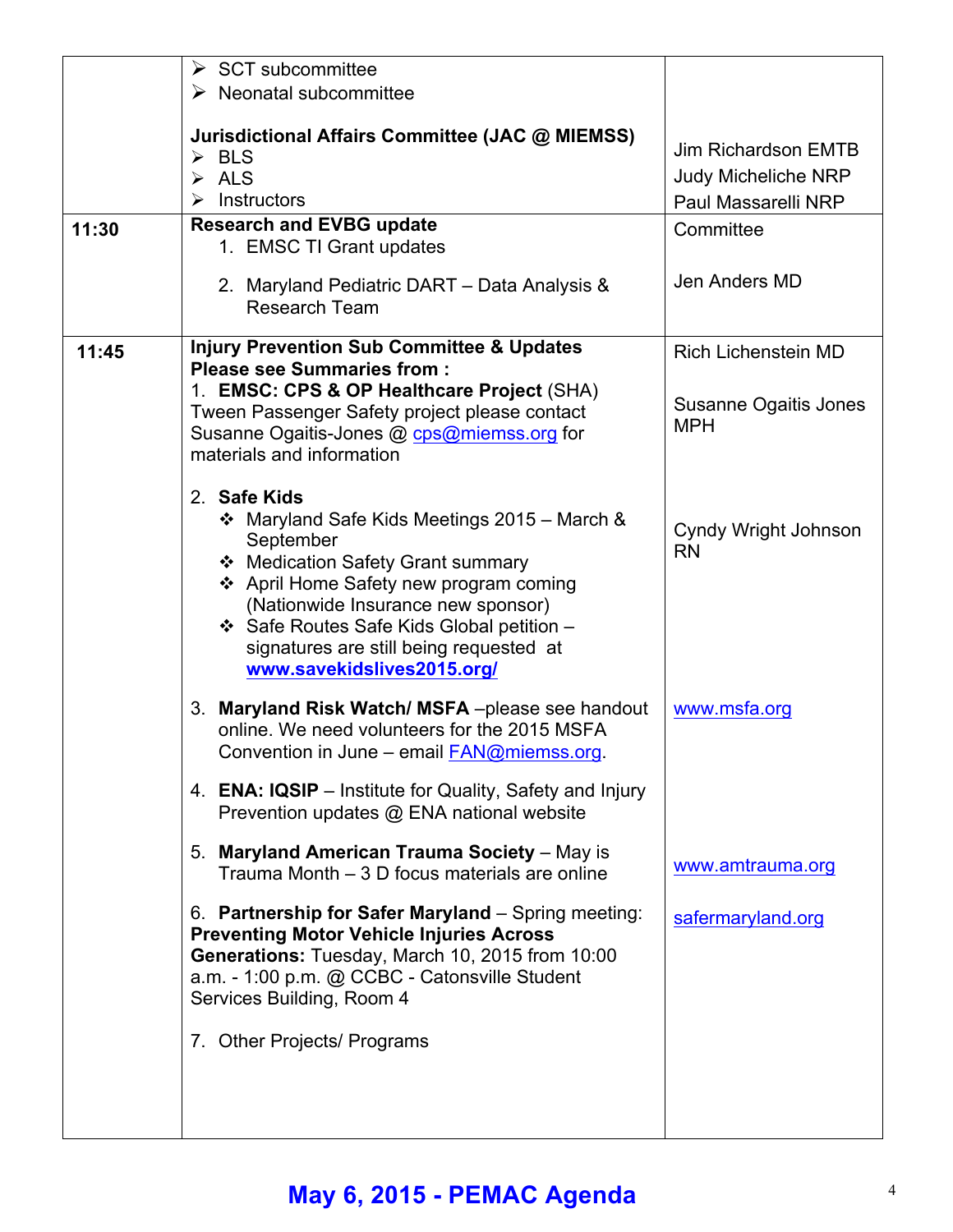| | | |
|---|---|---|
| | ➢ SCT subcommittee<br>➢ Neonatal subcommittee<br><br>**Jurisdictional Affairs Committee (JAC @ MIEMSS)**<br>➢ BLS<br>➢ ALS<br>➢ Instructors | Jim Richardson EMTB<br>Judy Micheliche NRP<br>Paul Massarelli NRP |
| **11:30** | **Research and EVBG update**<br>1. EMSC TI Grant updates<br><br>2. Maryland Pediatric DART – Data Analysis & Research Team | Committee<br><br>Jen Anders MD |
| **11:45** | **Injury Prevention Sub Committee & Updates**<br>**Please see Summaries from :**<br>1. **EMSC: CPS & OP Healthcare Project** (SHA) Tween Passenger Safety project please contact Susanne Ogaitis-Jones @ cps@miemss.org for materials and information<br><br>2. **Safe Kids**<br>❖ Maryland Safe Kids Meetings 2015 – March & September<br>❖ Medication Safety Grant summary<br>❖ April Home Safety new program coming (Nationwide Insurance new sponsor)<br>❖ Safe Routes Safe Kids Global petition – signatures are still being requested at **www.savekidslives2015.org/**<br><br>3. **Maryland Risk Watch/ MSFA** –please see handout online. We need volunteers for the 2015 MSFA Convention in June – email FAN@miemss.org.<br><br>4. **ENA: IQSIP** – Institute for Quality, Safety and Injury Prevention updates @ ENA national website<br><br>5. **Maryland American Trauma Society** – May is Trauma Month – 3 D focus materials are online<br><br>6. **Partnership for Safer Maryland** – Spring meeting: **Preventing Motor Vehicle Injuries Across Generations:** Tuesday, March 10, 2015 from 10:00 a.m. - 1:00 p.m. @ CCBC - Catonsville Student Services Building, Room 4<br><br>7. Other Projects/ Programs | Rich Lichenstein MD<br><br>Susanne Ogaitis Jones MPH<br><br>Cyndy Wright Johnson RN<br><br>www.msfa.org<br><br>www.amtrauma.org<br><br>safermaryland.org |

**May 6, 2015 - PEMAC Agenda**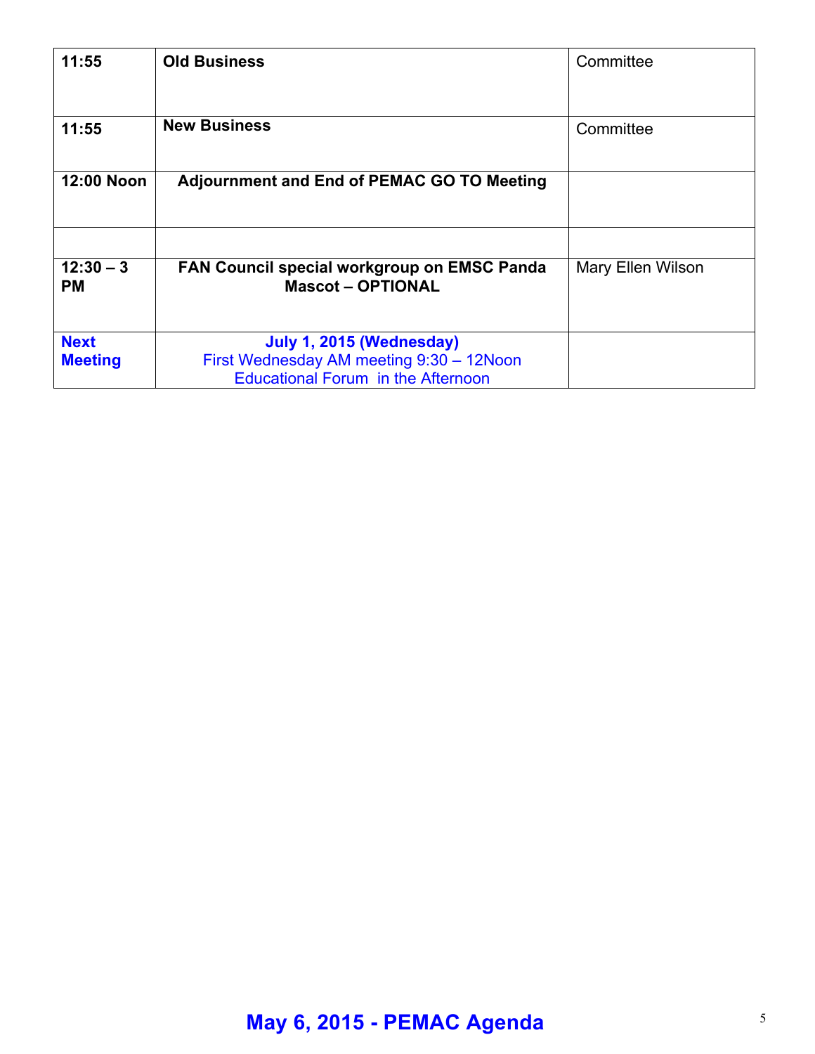| | | |
|---|---|---|
| **11:55** | **Old Business** | Committee |
| **11:55** | **New Business** | Committee |
| **12:00 Noon** | **Adjournment and End of PEMAC GO TO Meeting** | |
| | | |
| **12:30 – 3 PM** | **FAN Council special workgroup on EMSC Panda Mascot – OPTIONAL** | Mary Ellen Wilson |
| **Next Meeting** | **July 1, 2015 (Wednesday)**<br>First Wednesday AM meeting 9:30 – 12Noon<br>Educational Forum in the Afternoon | |

**May 6, 2015 - PEMAC Agenda**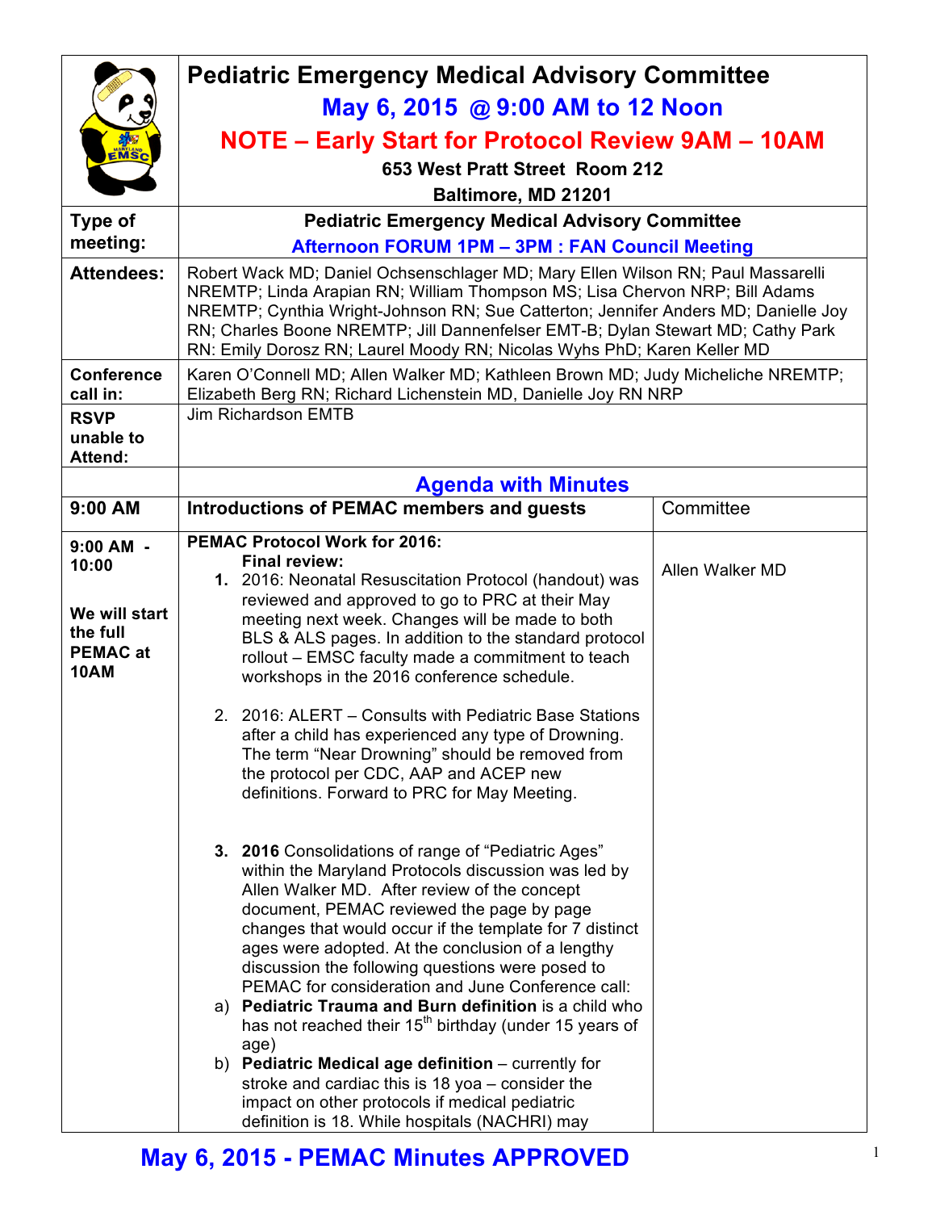# Pediatric Emergency Medical Advisory Committee

## May 6, 2015 @ 9:00 AM to 12 Noon

## NOTE – Early Start for Protocol Review 9AM – 10AM

**653 West Pratt Street Room 212**

**Baltimore, MD 21201**

| | | |
|---|---|---|
| **Type of meeting:** | **Pediatric Emergency Medical Advisory Committee** **Afternoon FORUM 1PM – 3PM : FAN Council Meeting** | |
| **Attendees:** | Robert Wack MD; Daniel Ochsenschlager MD; Mary Ellen Wilson RN; Paul Massarelli NREMTP; Linda Arapian RN; William Thompson MS; Lisa Chervon NRP; Bill Adams NREMTP; Cynthia Wright-Johnson RN; Sue Catterton; Jennifer Anders MD; Danielle Joy RN; Charles Boone NREMTP; Jill Dannenfelser EMT-B; Dylan Stewart MD; Cathy Park RN: Emily Dorosz RN; Laurel Moody RN; Nicolas Wyhs PhD; Karen Keller MD | |
| **Conference call in:** | Karen O'Connell MD; Allen Walker MD; Kathleen Brown MD; Judy Micheliche NREMTP; Elizabeth Berg RN; Richard Lichenstein MD, Danielle Joy RN NRP | |
| **RSVP unable to Attend:** | Jim Richardson EMTB | |
| | **Agenda with Minutes** | |
| **9:00 AM** | **Introductions of PEMAC members and guests** | Committee |
| **9:00 AM - 10:00** **We will start the full PEMAC at 10AM** | **PEMAC Protocol Work for 2016:** **Final review:** **1.** 2016: Neonatal Resuscitation Protocol (handout) was reviewed and approved to go to PRC at their May meeting next week. Changes will be made to both BLS & ALS pages. In addition to the standard protocol rollout – EMSC faculty made a commitment to teach workshops in the 2016 conference schedule. 2. 2016: ALERT – Consults with Pediatric Base Stations after a child has experienced any type of Drowning. The term "Near Drowning" should be removed from the protocol per CDC, AAP and ACEP new definitions. Forward to PRC for May Meeting. **3. 2016** Consolidations of range of "Pediatric Ages" within the Maryland Protocols discussion was led by Allen Walker MD. After review of the concept document, PEMAC reviewed the page by page changes that would occur if the template for 7 distinct ages were adopted. At the conclusion of a lengthy discussion the following questions were posed to PEMAC for consideration and June Conference call: a) **Pediatric Trauma and Burn definition** is a child who has not reached their 15th birthday (under 15 years of age) b) **Pediatric Medical age definition** – currently for stroke and cardiac this is 18 yoa – consider the impact on other protocols if medical pediatric definition is 18. While hospitals (NACHRI) may | Allen Walker MD |

**May 6, 2015 - PEMAC Minutes APPROVED**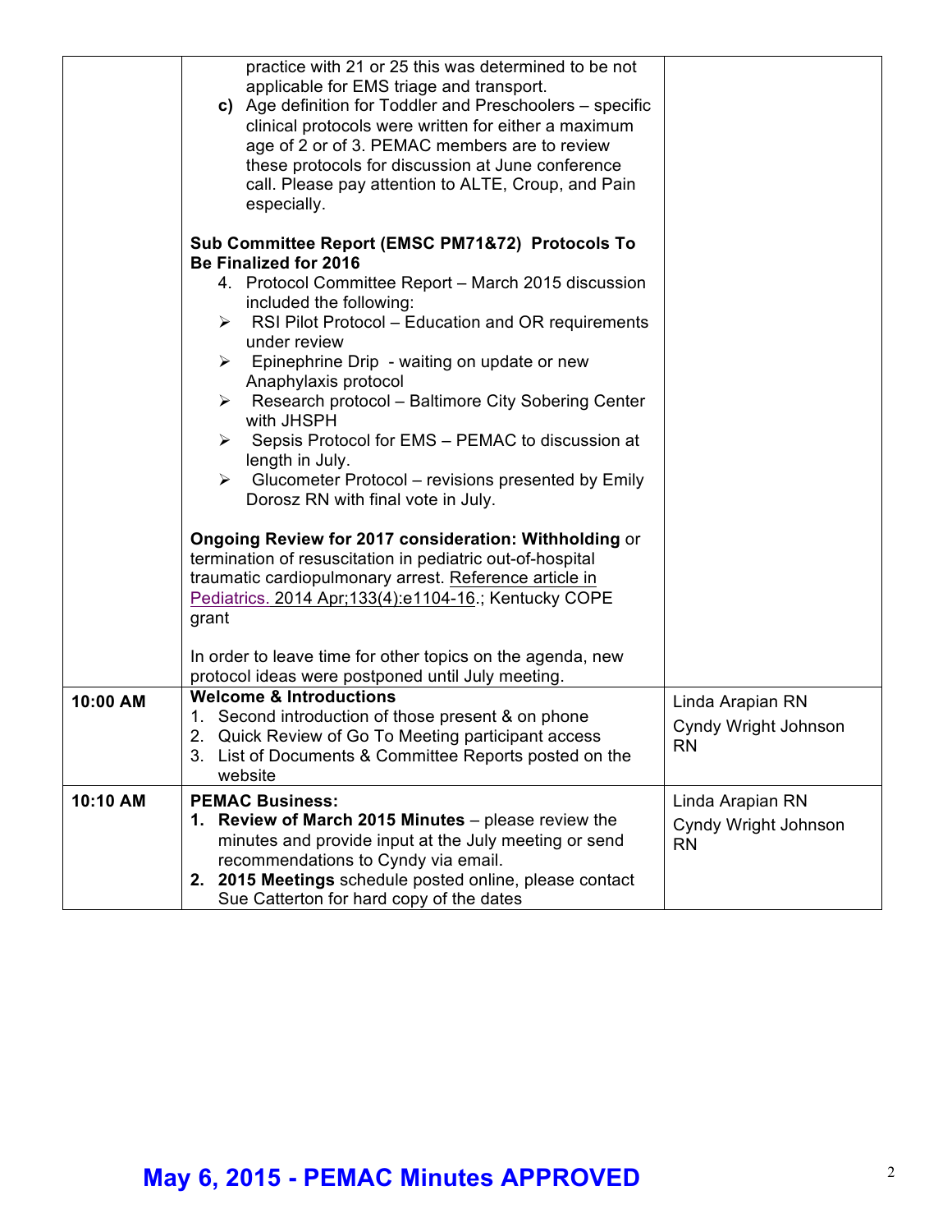| | | |
|---|---|---|
| | practice with 21 or 25 this was determined to be not applicable for EMS triage and transport.<br>**c)** Age definition for Toddler and Preschoolers – specific clinical protocols were written for either a maximum age of 2 or of 3. PEMAC members are to review these protocols for discussion at June conference call. Please pay attention to ALTE, Croup, and Pain especially.<br><br>**Sub Committee Report (EMSC PM71&72) Protocols To Be Finalized for 2016**<br>4. Protocol Committee Report – March 2015 discussion included the following:<br>➢ RSI Pilot Protocol – Education and OR requirements under review<br>➢ Epinephrine Drip - waiting on update or new Anaphylaxis protocol<br>➢ Research protocol – Baltimore City Sobering Center with JHSPH<br>➢ Sepsis Protocol for EMS – PEMAC to discussion at length in July.<br>➢ Glucometer Protocol – revisions presented by Emily Dorosz RN with final vote in July.<br><br>**Ongoing Review for 2017 consideration: Withholding** or termination of resuscitation in pediatric out-of-hospital traumatic cardiopulmonary arrest. Reference article in Pediatrics. 2014 Apr;133(4):e1104-16.; Kentucky COPE grant<br><br>In order to leave time for other topics on the agenda, new protocol ideas were postponed until July meeting. | |
| **10:00 AM** | **Welcome & Introductions**<br>1. Second introduction of those present & on phone<br>2. Quick Review of Go To Meeting participant access<br>3. List of Documents & Committee Reports posted on the website | Linda Arapian RN<br>Cyndy Wright Johnson RN |
| **10:10 AM** | **PEMAC Business:**<br>**1. Review of March 2015 Minutes** – please review the minutes and provide input at the July meeting or send recommendations to Cyndy via email.<br>**2. 2015 Meetings** schedule posted online, please contact Sue Catterton for hard copy of the dates | Linda Arapian RN<br>Cyndy Wright Johnson RN |

**May 6, 2015 - PEMAC Minutes APPROVED**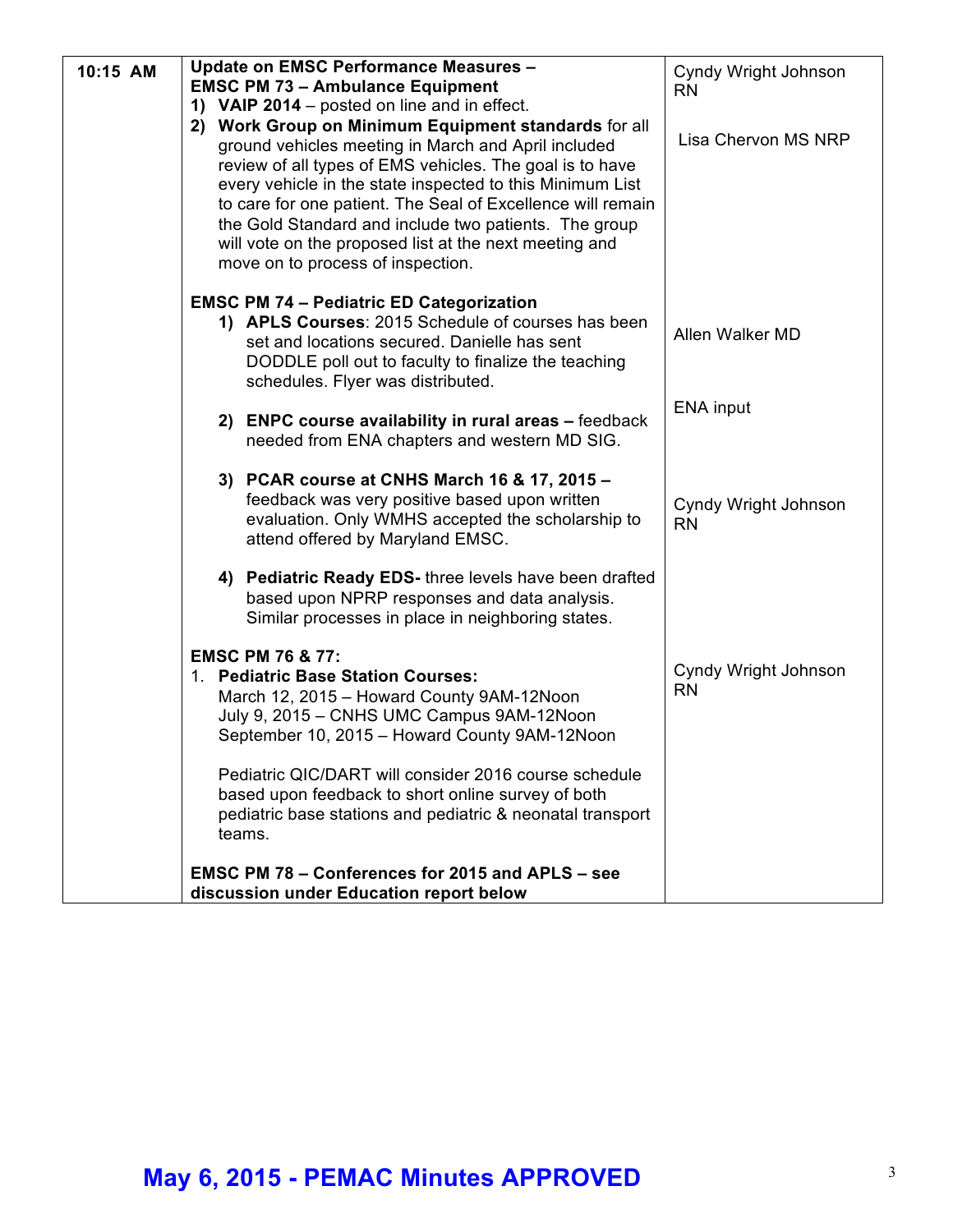| | | |
|---|---|---|
| **10:15 AM** | **Update on EMSC Performance Measures –**<br>**EMSC PM 73 – Ambulance Equipment**<br>**1) VAIP 2014** – posted on line and in effect.<br>**2) Work Group on Minimum Equipment standards** for all ground vehicles meeting in March and April included review of all types of EMS vehicles. The goal is to have every vehicle in the state inspected to this Minimum List to care for one patient. The Seal of Excellence will remain the Gold Standard and include two patients. The group will vote on the proposed list at the next meeting and move on to process of inspection.<br><br>**EMSC PM 74 – Pediatric ED Categorization**<br>**1) APLS Courses**: 2015 Schedule of courses has been set and locations secured. Danielle has sent DODDLE poll out to faculty to finalize the teaching schedules. Flyer was distributed.<br><br>**2) ENPC course availability in rural areas –** feedback needed from ENA chapters and western MD SIG.<br><br>**3) PCAR course at CNHS March 16 & 17, 2015 –** feedback was very positive based upon written evaluation. Only WMHS accepted the scholarship to attend offered by Maryland EMSC.<br><br>**4) Pediatric Ready EDS-** three levels have been drafted based upon NPRP responses and data analysis. Similar processes in place in neighboring states.<br><br>**EMSC PM 76 & 77:**<br>1. **Pediatric Base Station Courses:**<br>March 12, 2015 – Howard County 9AM-12Noon<br>July 9, 2015 – CNHS UMC Campus 9AM-12Noon<br>September 10, 2015 – Howard County 9AM-12Noon<br><br>Pediatric QIC/DART will consider 2016 course schedule based upon feedback to short online survey of both pediatric base stations and pediatric & neonatal transport teams.<br><br>**EMSC PM 78 – Conferences for 2015 and APLS – see discussion under Education report below** | Cyndy Wright Johnson RN<br><br>Lisa Chervon MS NRP<br><br>Allen Walker MD<br><br>ENA input<br><br>Cyndy Wright Johnson RN<br><br>Cyndy Wright Johnson RN |

**May 6, 2015 - PEMAC Minutes APPROVED**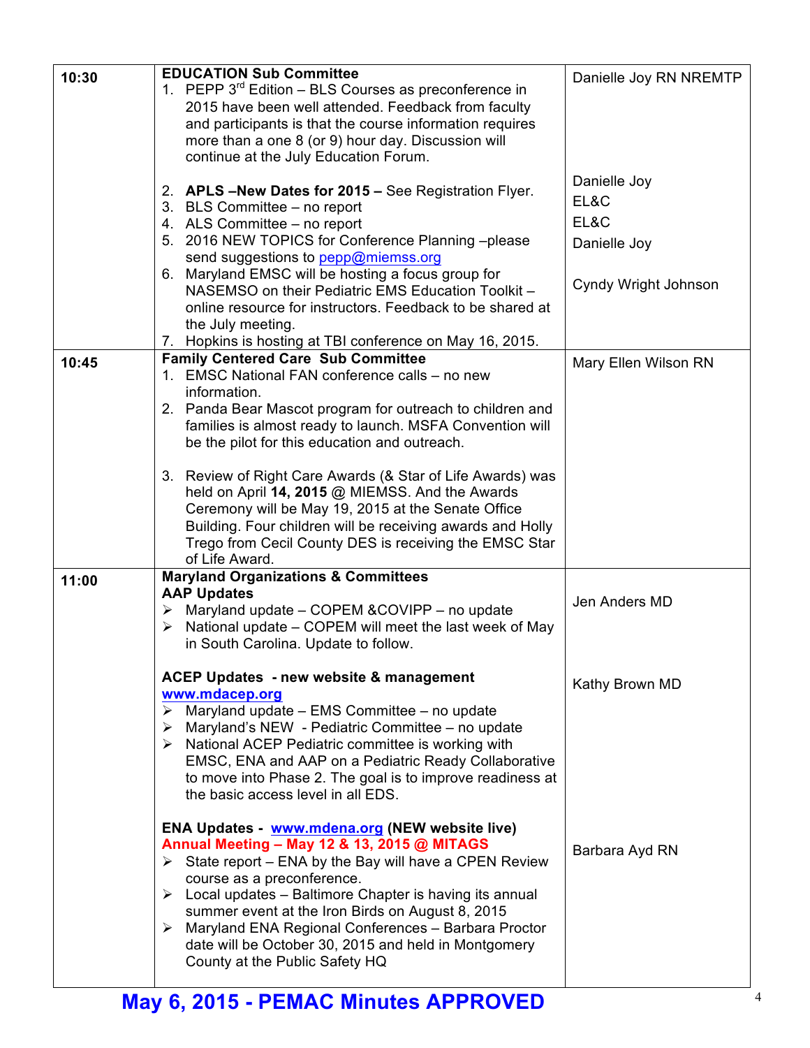| Time | Agenda | Presenter |
|---|---|---|
| 10:30 | **EDUCATION Sub Committee**<br>1. PEPP 3rd Edition – BLS Courses as preconference in 2015 have been well attended. Feedback from faculty and participants is that the course information requires more than a one 8 (or 9) hour day. Discussion will continue at the July Education Forum.<br><br>2. **APLS –New Dates for 2015 –** See Registration Flyer.<br>3. BLS Committee – no report<br>4. ALS Committee – no report<br>5. 2016 NEW TOPICS for Conference Planning –please send suggestions to pepp@miemss.org<br>6. Maryland EMSC will be hosting a focus group for NASEMSO on their Pediatric EMS Education Toolkit – online resource for instructors. Feedback to be shared at the July meeting.<br>7. Hopkins is hosting at TBI conference on May 16, 2015. | Danielle Joy RN NREMTP<br><br>Danielle Joy<br>EL&C<br>EL&C<br>Danielle Joy<br><br>Cyndy Wright Johnson |
| 10:45 | **Family Centered Care Sub Committee**<br>1. EMSC National FAN conference calls – no new information.<br>2. Panda Bear Mascot program for outreach to children and families is almost ready to launch. MSFA Convention will be the pilot for this education and outreach.<br><br>3. Review of Right Care Awards (& Star of Life Awards) was held on April **14, 2015** @ MIEMSS. And the Awards Ceremony will be May 19, 2015 at the Senate Office Building. Four children will be receiving awards and Holly Trego from Cecil County DES is receiving the EMSC Star of Life Award. | Mary Ellen Wilson RN |
| 11:00 | **Maryland Organizations & Committees**<br>**AAP Updates**<br>➢ Maryland update – COPEM &COVIPP – no update<br>➢ National update – COPEM will meet the last week of May in South Carolina. Update to follow.<br><br>**ACEP Updates - new website & management www.mdacep.org**<br>➢ Maryland update – EMS Committee – no update<br>➢ Maryland's NEW - Pediatric Committee – no update<br>➢ National ACEP Pediatric committee is working with EMSC, ENA and AAP on a Pediatric Ready Collaborative to move into Phase 2. The goal is to improve readiness at the basic access level in all EDS.<br><br>**ENA Updates - www.mdena.org (NEW website live)**<br>**Annual Meeting – May 12 & 13, 2015 @ MITAGS**<br>➢ State report – ENA by the Bay will have a CPEN Review course as a preconference.<br>➢ Local updates – Baltimore Chapter is having its annual summer event at the Iron Birds on August 8, 2015<br>➢ Maryland ENA Regional Conferences – Barbara Proctor date will be October 30, 2015 and held in Montgomery County at the Public Safety HQ | Jen Anders MD<br><br>Kathy Brown MD<br><br>Barbara Ayd RN |

**May 6, 2015 - PEMAC Minutes APPROVED**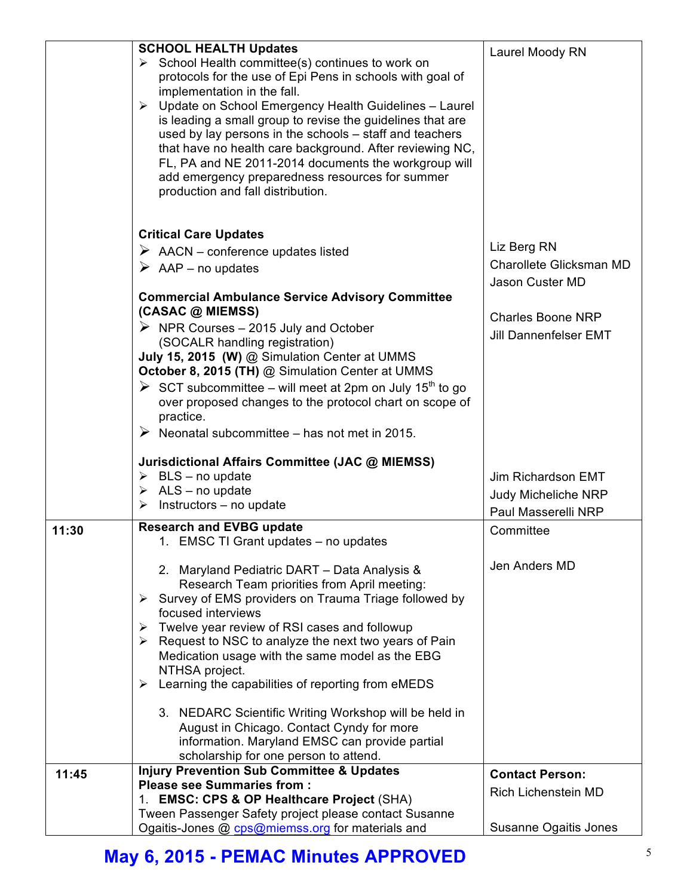| | | |
|---|---|---|
| | **SCHOOL HEALTH Updates**<br>➢ School Health committee(s) continues to work on protocols for the use of Epi Pens in schools with goal of implementation in the fall.<br>➢ Update on School Emergency Health Guidelines – Laurel is leading a small group to revise the guidelines that are used by lay persons in the schools – staff and teachers that have no health care background. After reviewing NC, FL, PA and NE 2011-2014 documents the workgroup will add emergency preparedness resources for summer production and fall distribution.<br><br>**Critical Care Updates**<br>➢ AACN – conference updates listed<br>➢ AAP – no updates<br><br>**Commercial Ambulance Service Advisory Committee (CASAC @ MIEMSS)**<br>➢ NPR Courses – 2015 July and October (SOCALR handling registration)<br>**July 15, 2015 (W)** @ Simulation Center at UMMS<br>**October 8, 2015 (TH)** @ Simulation Center at UMMS<br>➢ SCT subcommittee – will meet at 2pm on July 15th to go over proposed changes to the protocol chart on scope of practice.<br>➢ Neonatal subcommittee – has not met in 2015.<br><br>**Jurisdictional Affairs Committee (JAC @ MIEMSS)**<br>➢ BLS – no update<br>➢ ALS – no update<br>➢ Instructors – no update | Laurel Moody RN<br><br>Liz Berg RN<br>Charollete Glicksman MD<br>Jason Custer MD<br><br>Charles Boone NRP<br>Jill Dannenfelser EMT<br><br>Jim Richardson EMT<br>Judy Micheliche NRP<br>Paul Masserelli NRP |
| **11:30** | **Research and EVBG update**<br>1. EMSC TI Grant updates – no updates<br><br>2. Maryland Pediatric DART – Data Analysis & Research Team priorities from April meeting:<br>➢ Survey of EMS providers on Trauma Triage followed by focused interviews<br>➢ Twelve year review of RSI cases and followup<br>➢ Request to NSC to analyze the next two years of Pain Medication usage with the same model as the EBG NTHSA project.<br>➢ Learning the capabilities of reporting from eMEDS<br><br>3. NEDARC Scientific Writing Workshop will be held in August in Chicago. Contact Cyndy for more information. Maryland EMSC can provide partial scholarship for one person to attend. | Committee<br><br>Jen Anders MD |
| **11:45** | **Injury Prevention Sub Committee & Updates**<br>**Please see Summaries from :**<br>1. **EMSC: CPS & OP Healthcare Project** (SHA)<br>Tween Passenger Safety project please contact Susanne Ogaitis-Jones @ cps@miemss.org for materials and | **Contact Person:**<br>Rich Lichenstein MD<br><br>Susanne Ogaitis Jones |

**May 6, 2015 - PEMAC Minutes APPROVED**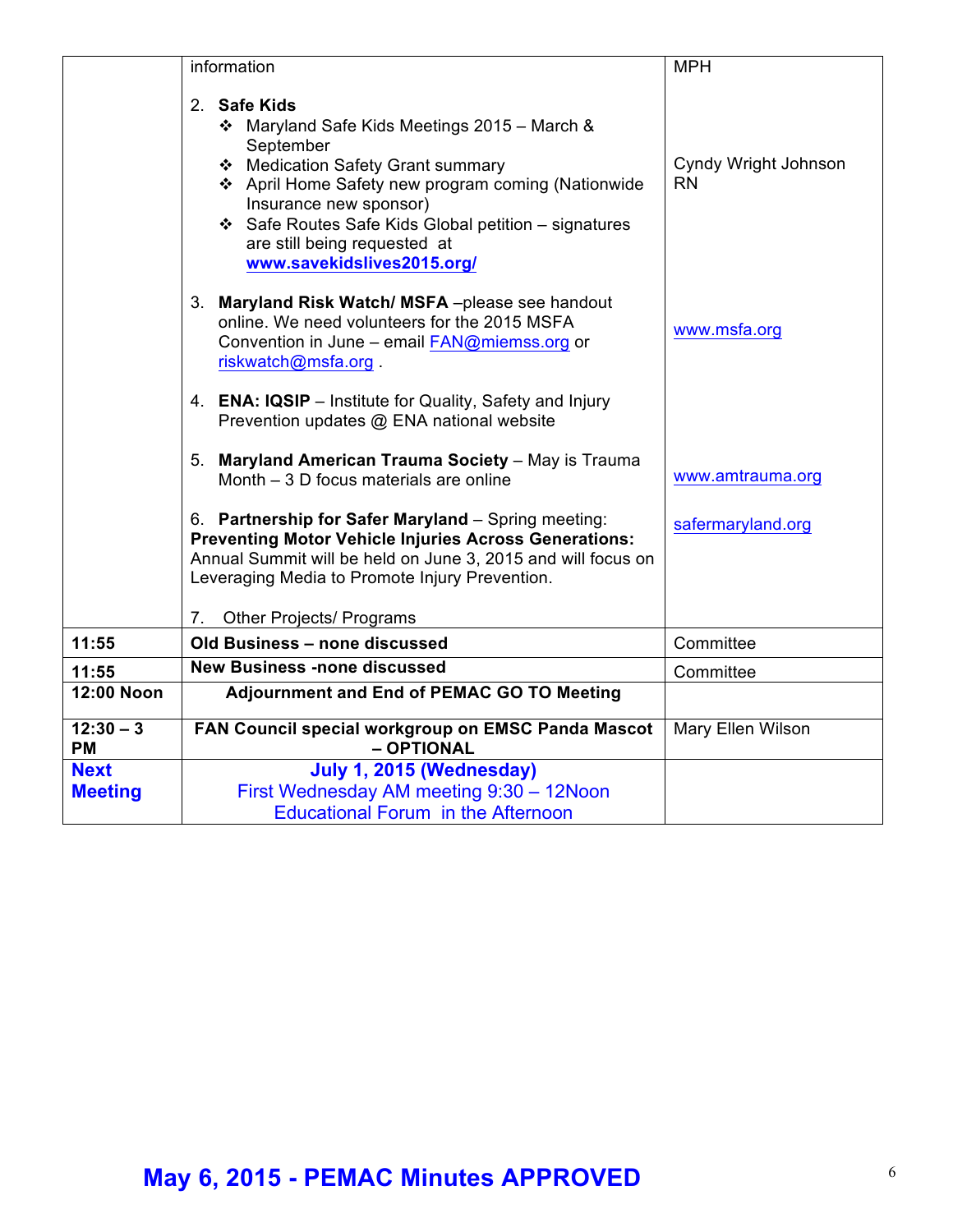| | | |
|---|---|---|
| | information<br><br>2. **Safe Kids**<br>❖ Maryland Safe Kids Meetings 2015 – March & September<br>❖ Medication Safety Grant summary<br>❖ April Home Safety new program coming (Nationwide Insurance new sponsor)<br>❖ Safe Routes Safe Kids Global petition – signatures are still being requested at **www.savekidslives2015.org/**<br><br>3. **Maryland Risk Watch/ MSFA** –please see handout online. We need volunteers for the 2015 MSFA Convention in June – email FAN@miemss.org or riskwatch@msfa.org .<br><br>4. **ENA: IQSIP** – Institute for Quality, Safety and Injury Prevention updates @ ENA national website<br><br>5. **Maryland American Trauma Society** – May is Trauma Month – 3 D focus materials are online<br><br>6. **Partnership for Safer Maryland** – Spring meeting: **Preventing Motor Vehicle Injuries Across Generations:** Annual Summit will be held on June 3, 2015 and will focus on Leveraging Media to Promote Injury Prevention.<br><br>7. Other Projects/ Programs | MPH<br><br>Cyndy Wright Johnson RN<br><br>www.msfa.org<br><br>www.amtrauma.org<br><br>safermaryland.org |
| **11:55** | **Old Business – none discussed** | Committee |
| **11:55** | **New Business -none discussed** | Committee |
| **12:00 Noon** | **Adjournment and End of PEMAC GO TO Meeting** | |
| **12:30 – 3 PM** | **FAN Council special workgroup on EMSC Panda Mascot – OPTIONAL** | Mary Ellen Wilson |
| **Next Meeting** | **July 1, 2015 (Wednesday)**<br>First Wednesday AM meeting 9:30 – 12Noon<br>Educational Forum in the Afternoon | |

**May 6, 2015 - PEMAC Minutes APPROVED**